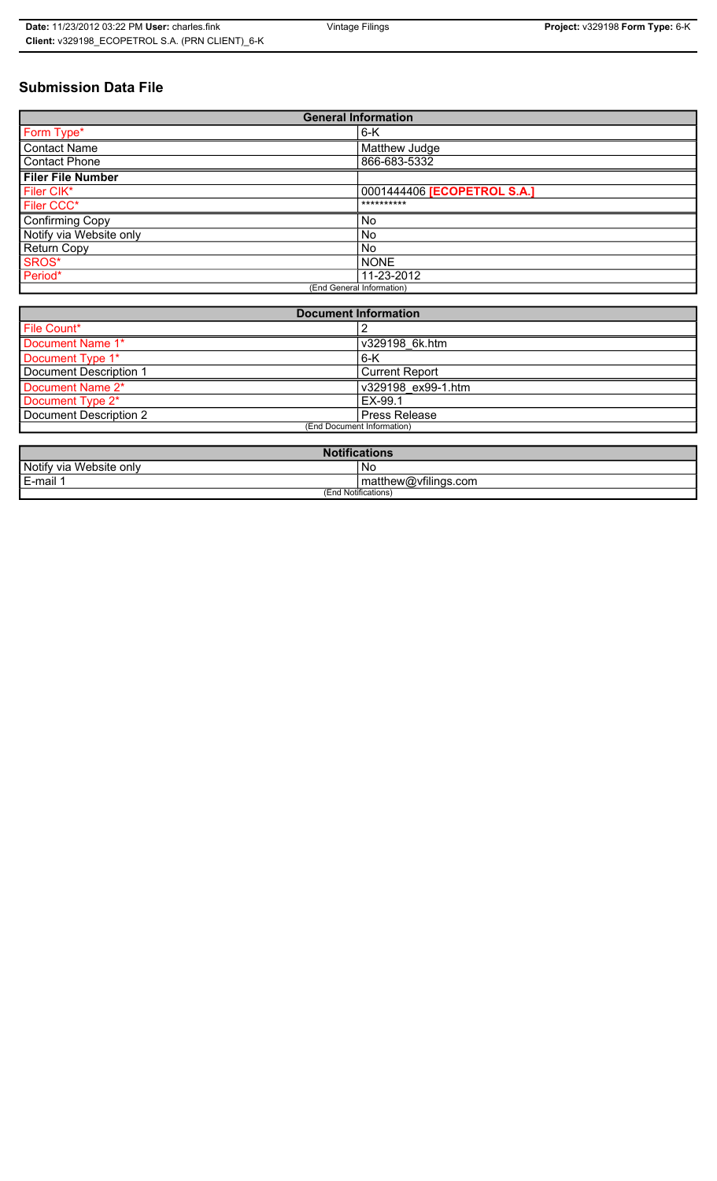# Submission Data File

| General Information | |
|---|---|
| Form Type* | 6-K |
| Contact Name | Matthew Judge |
| Contact Phone | 866-683-5332 |
| **Filer File Number** | |
| Filer CIK* | 0001444406 **[ECOPETROL S.A.]** |
| Filer CCC* | ********** |
| Confirming Copy | No |
| Notify via Website only | No |
| Return Copy | No |
| SROS* | NONE |
| Period* | 11-23-2012 |
| (End General Information) | |

| Document Information | |
|---|---|
| File Count* | 2 |
| Document Name 1* | v329198_6k.htm |
| Document Type 1* | 6-K |
| Document Description 1 | Current Report |
| Document Name 2* | v329198_ex99-1.htm |
| Document Type 2* | EX-99.1 |
| Document Description 2 | Press Release |
| (End Document Information) | |

| Notifications | |
|---|---|
| Notify via Website only | No |
| E-mail 1 | matthew@vfilings.com |
| (End Notifications) | |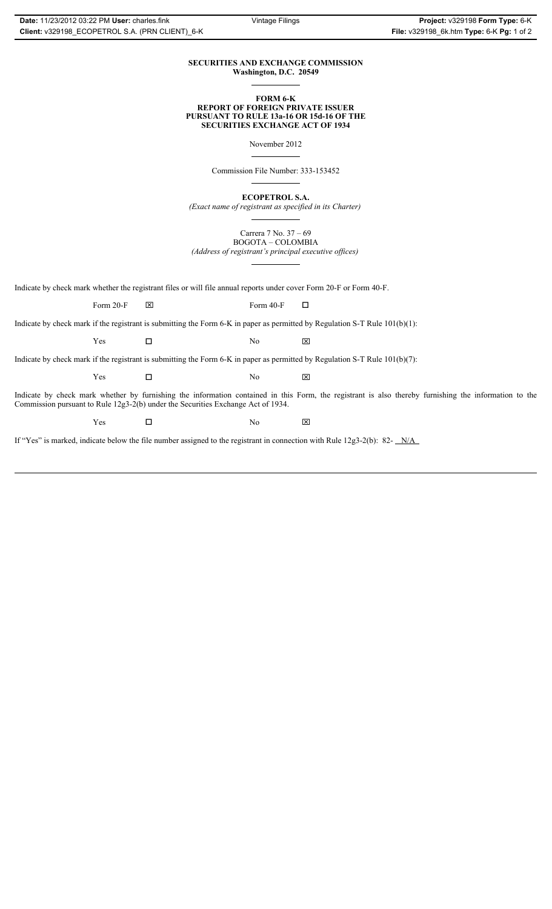**SECURITIES AND EXCHANGE COMMISSION**
**Washington, D.C. 20549**

**FORM 6-K**
**REPORT OF FOREIGN PRIVATE ISSUER**
**PURSUANT TO RULE 13a-16 OR 15d-16 OF THE**
**SECURITIES EXCHANGE ACT OF 1934**

November 2012

Commission File Number: 333-153452

**ECOPETROL S.A.**
*(Exact name of registrant as specified in its Charter)*

Carrera 7 No. 37 – 69
BOGOTA – COLOMBIA
*(Address of registrant's principal executive offices)*

Indicate by check mark whether the registrant files or will file annual reports under cover Form 20-F or Form 40-F.

Form 20-F ☒ Form 40-F ☐

Indicate by check mark if the registrant is submitting the Form 6-K in paper as permitted by Regulation S-T Rule 101(b)(1):

Yes ☐ No ☒

Indicate by check mark if the registrant is submitting the Form 6-K in paper as permitted by Regulation S-T Rule 101(b)(7):

Yes ☐ No ☒

Indicate by check mark whether by furnishing the information contained in this Form, the registrant is also thereby furnishing the information to the Commission pursuant to Rule 12g3-2(b) under the Securities Exchange Act of 1934.

Yes ☐ No ☒

If "Yes" is marked, indicate below the file number assigned to the registrant in connection with Rule 12g3-2(b): 82- N/A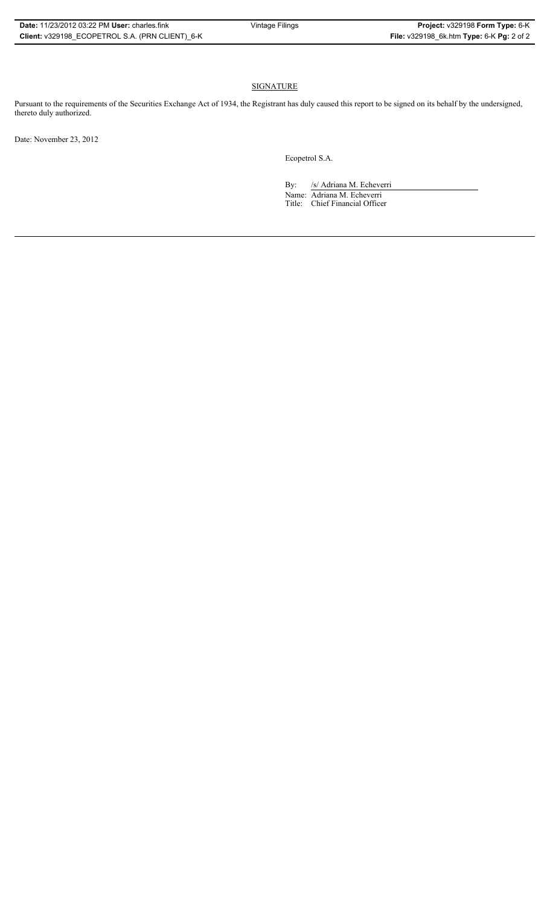## SIGNATURE

Pursuant to the requirements of the Securities Exchange Act of 1934, the Registrant has duly caused this report to be signed on its behalf by the undersigned, thereto duly authorized.

Date: November 23, 2012

Ecopetrol S.A.

By: /s/ Adriana M. Echeverri

Name: Adriana M. Echeverri

Title: Chief Financial Officer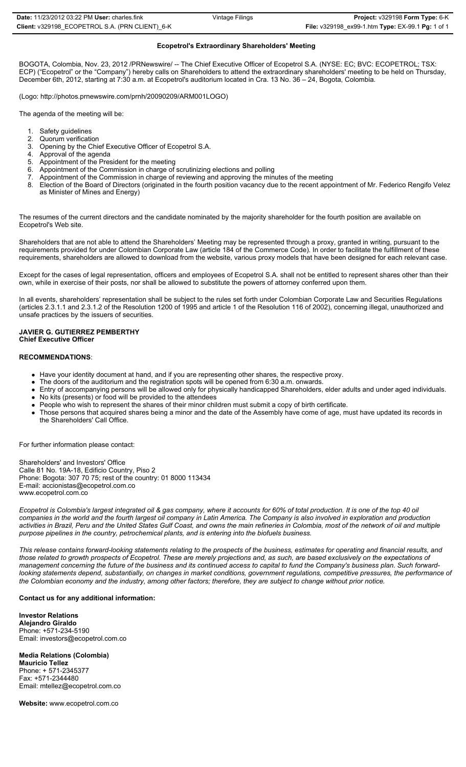# Ecopetrol's Extraordinary Shareholders' Meeting

BOGOTA, Colombia, Nov. 23, 2012 /PRNewswire/ -- The Chief Executive Officer of Ecopetrol S.A. (NYSE: EC; BVC: ECOPETROL; TSX: ECP) ("Ecopetrol" or the "Company") hereby calls on Shareholders to attend the extraordinary shareholders' meeting to be held on Thursday, December 6th, 2012, starting at 7:30 a.m. at Ecopetrol's auditorium located in Cra. 13 No. 36 – 24, Bogota, Colombia.

(Logo: http://photos.prnewswire.com/prnh/20090209/ARM001LOGO)

The agenda of the meeting will be:

1. Safety guidelines
2. Quorum verification
3. Opening by the Chief Executive Officer of Ecopetrol S.A.
4. Approval of the agenda
5. Appointment of the President for the meeting
6. Appointment of the Commission in charge of scrutinizing elections and polling
7. Appointment of the Commission in charge of reviewing and approving the minutes of the meeting
8. Election of the Board of Directors (originated in the fourth position vacancy due to the recent appointment of Mr. Federico Rengifo Velez as Minister of Mines and Energy)

The resumes of the current directors and the candidate nominated by the majority shareholder for the fourth position are available on Ecopetrol's Web site.

Shareholders that are not able to attend the Shareholders' Meeting may be represented through a proxy, granted in writing, pursuant to the requirements provided for under Colombian Corporate Law (article 184 of the Commerce Code). In order to facilitate the fulfillment of these requirements, shareholders are allowed to download from the website, various proxy models that have been designed for each relevant case.

Except for the cases of legal representation, officers and employees of Ecopetrol S.A. shall not be entitled to represent shares other than their own, while in exercise of their posts, nor shall be allowed to substitute the powers of attorney conferred upon them.

In all events, shareholders' representation shall be subject to the rules set forth under Colombian Corporate Law and Securities Regulations (articles 2.3.1.1 and 2.3.1.2 of the Resolution 1200 of 1995 and article 1 of the Resolution 116 of 2002), concerning illegal, unauthorized and unsafe practices by the issuers of securities.

**JAVIER G. GUTIERREZ PEMBERTHY**
**Chief Executive Officer**

**RECOMMENDATIONS**:

- Have your identity document at hand, and if you are representing other shares, the respective proxy.
- The doors of the auditorium and the registration spots will be opened from 6:30 a.m. onwards.
- Entry of accompanying persons will be allowed only for physically handicapped Shareholders, elder adults and under aged individuals.
- No kits (presents) or food will be provided to the attendees
- People who wish to represent the shares of their minor children must submit a copy of birth certificate.
- Those persons that acquired shares being a minor and the date of the Assembly have come of age, must have updated its records in the Shareholders' Call Office.

For further information please contact:

Shareholders' and Investors' Office
Calle 81 No. 19A-18, Edificio Country, Piso 2
Phone: Bogota: 307 70 75; rest of the country: 01 8000 113434
E-mail: accionistas@ecopetrol.com.co
www.ecopetrol.com.co

*Ecopetrol is Colombia's largest integrated oil & gas company, where it accounts for 60% of total production. It is one of the top 40 oil companies in the world and the fourth largest oil company in Latin America. The Company is also involved in exploration and production activities in Brazil, Peru and the United States Gulf Coast, and owns the main refineries in Colombia, most of the network of oil and multiple purpose pipelines in the country, petrochemical plants, and is entering into the biofuels business.*

*This release contains forward-looking statements relating to the prospects of the business, estimates for operating and financial results, and those related to growth prospects of Ecopetrol. These are merely projections and, as such, are based exclusively on the expectations of management concerning the future of the business and its continued access to capital to fund the Company's business plan. Such forward-looking statements depend, substantially, on changes in market conditions, government regulations, competitive pressures, the performance of the Colombian economy and the industry, among other factors; therefore, they are subject to change without prior notice.*

**Contact us for any additional information:**

**Investor Relations**
**Alejandro Giraldo**
Phone: +571-234-5190
Email: investors@ecopetrol.com.co

**Media Relations (Colombia)**
**Mauricio Tellez**
Phone: + 571-2345377
Fax: +571-2344480
Email: mtellez@ecopetrol.com.co

**Website:** www.ecopetrol.com.co